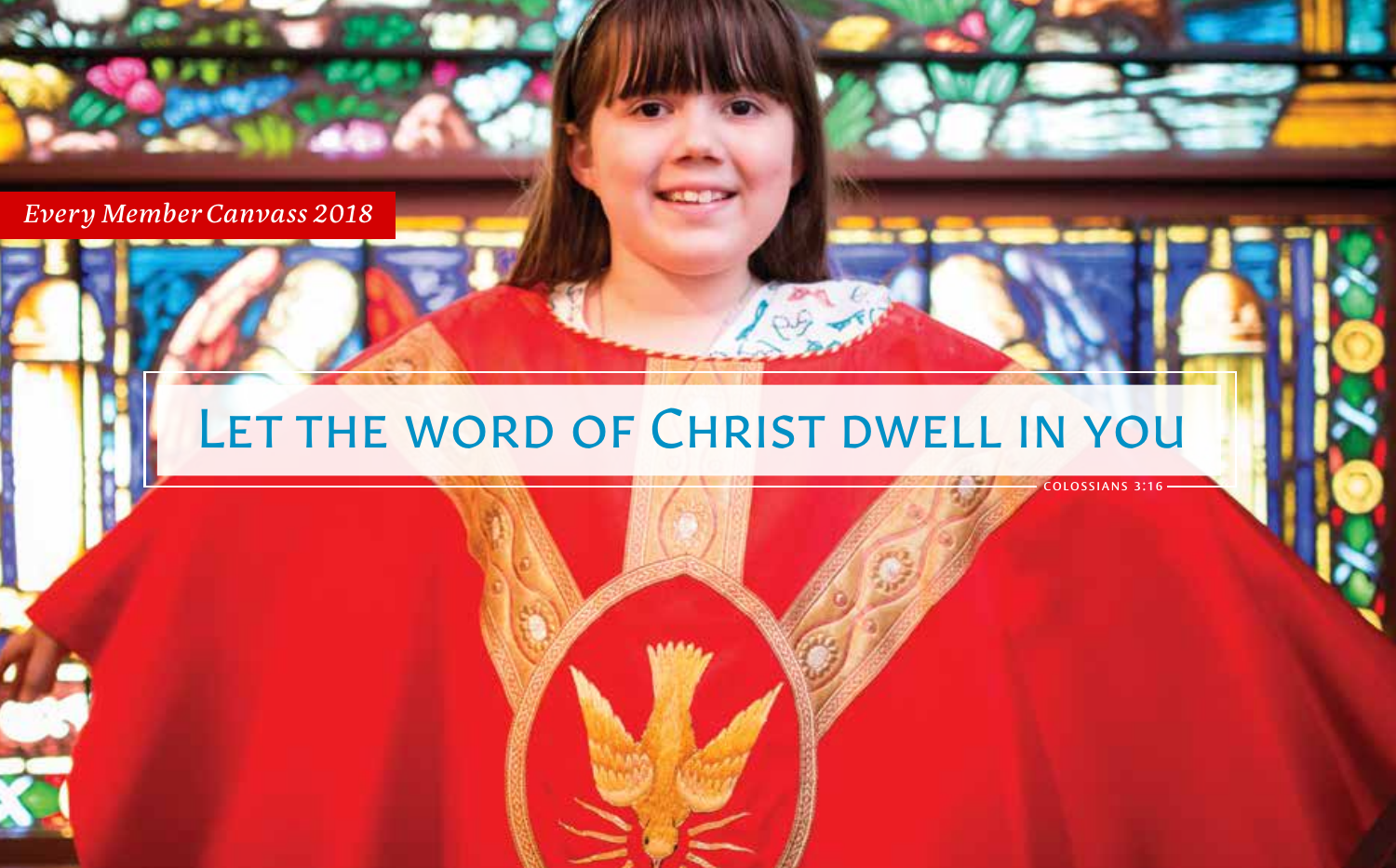*Every Member Canvass 2018*

# Let the word of Christ dwell in you

Colossians 3:16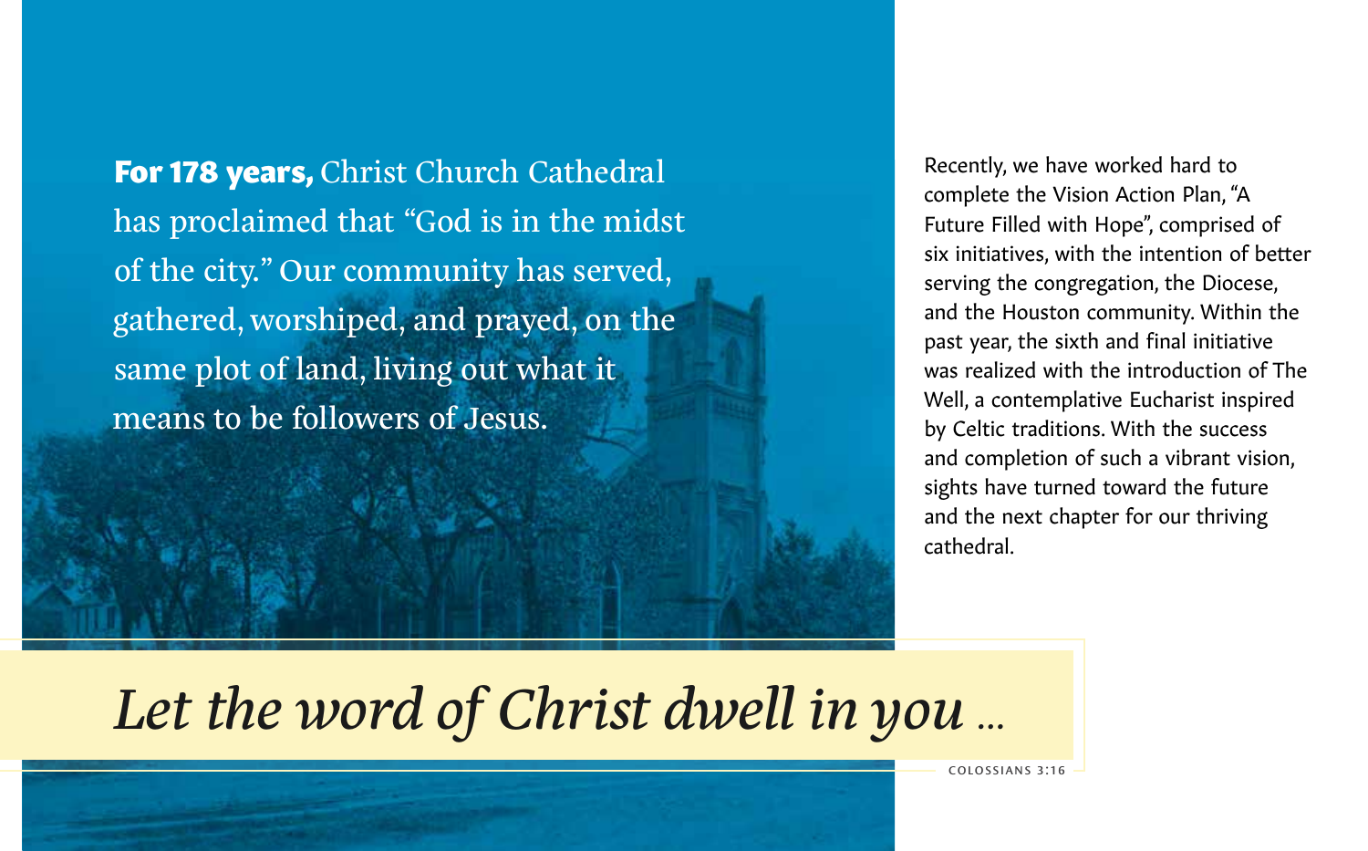**For 178 years,** Christ Church Cathedral has proclaimed that "God is in the midst of the city." Our community has served, gathered, worshiped, and prayed, on the same plot of land, living out what it means to be followers of Jesus.

Recently, we have worked hard to complete the Vision Action Plan, "A Future Filled with Hope", comprised of six initiatives, with the intention of better serving the congregation, the Diocese, and the Houston community. Within the past year, the sixth and final initiative was realized with the introduction of The Well, a contemplative Eucharist inspired by Celtic traditions. With the success and completion of such a vibrant vision, sights have turned toward the future and the next chapter for our thriving cathedral.

*Let the word of Christ dwell in you …*

COLOSSIANS 3:16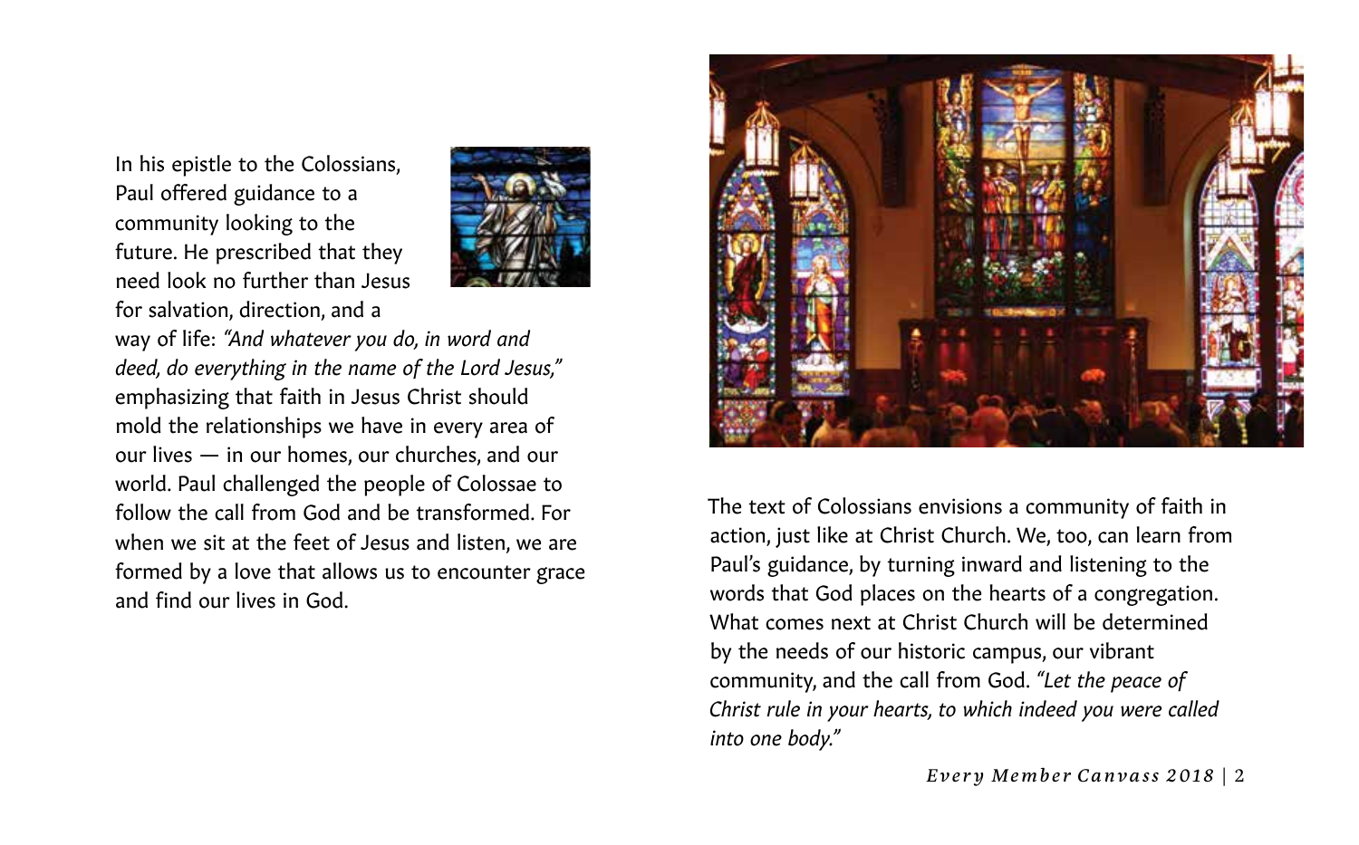In his epistle to the Colossians, Paul offered guidance to a community looking to the future. He prescribed that they need look no further than Jesus for salvation, direction, and a way of life: *"And whatever you do, in word and deed, do everything in the name of the Lord Jesus,"* emphasizing that faith in Jesus Christ should mold the relationships we have in every area of our lives — in our homes, our churches, and our world. Paul challenged the people of Colossae to follow the call from God and be transformed. For when we sit at the feet of Jesus and listen, we are formed by a love that allows us to encounter grace and find our lives in God.

The text of Colossians envisions a community of faith in action, just like at Christ Church. We, too, can learn from Paul's guidance, by turning inward and listening to the words that God places on the hearts of a congregation. What comes next at Christ Church will be determined by the needs of our historic campus, our vibrant community, and the call from God. *"Let the peace of Christ rule in your hearts, to which indeed you were called into one body."*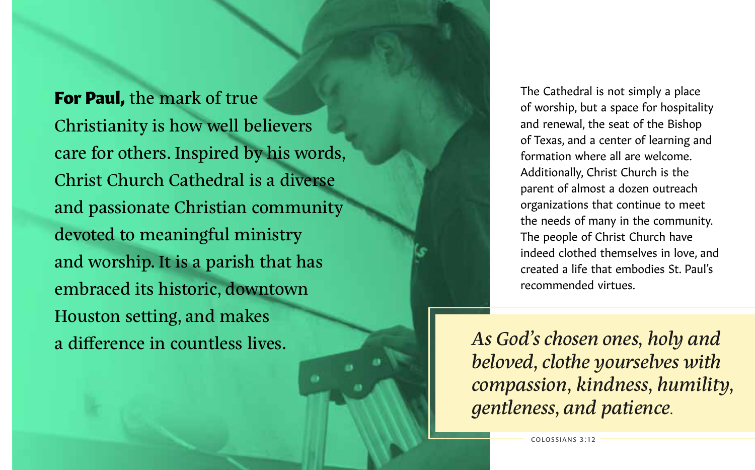**For Paul,** the mark of true Christianity is how well believers care for others. Inspired by his words, Christ Church Cathedral is a diverse and passionate Christian community devoted to meaningful ministry and worship. It is a parish that has embraced its historic, downtown Houston setting, and makes a difference in countless lives.

The Cathedral is not simply a place of worship, but a space for hospitality and renewal, the seat of the Bishop of Texas, and a center of learning and formation where all are welcome. Additionally, Christ Church is the parent of almost a dozen outreach organizations that continue to meet the needs of many in the community. The people of Christ Church have indeed clothed themselves in love, and created a life that embodies St. Paul's recommended virtues.

> *As God's chosen ones, holy and beloved, clothe yourselves with compassion, kindness, humility, gentleness, and patience.*
>
> COLOSSIANS 3:12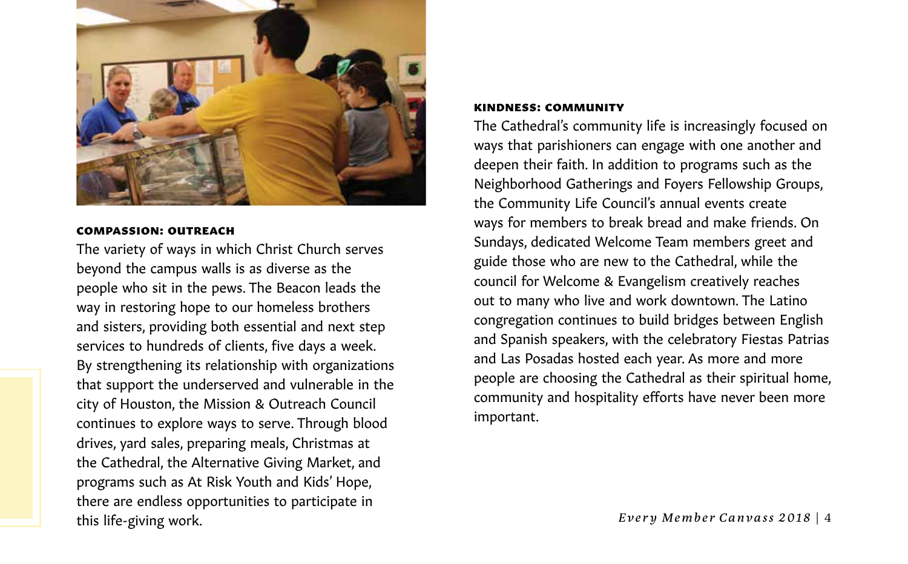### COMPASSION: OUTREACH

The variety of ways in which Christ Church serves beyond the campus walls is as diverse as the people who sit in the pews. The Beacon leads the way in restoring hope to our homeless brothers and sisters, providing both essential and next step services to hundreds of clients, five days a week. By strengthening its relationship with organizations that support the underserved and vulnerable in the city of Houston, the Mission & Outreach Council continues to explore ways to serve. Through blood drives, yard sales, preparing meals, Christmas at the Cathedral, the Alternative Giving Market, and programs such as At Risk Youth and Kids' Hope, there are endless opportunities to participate in this life-giving work.

### KINDNESS: COMMUNITY

The Cathedral's community life is increasingly focused on ways that parishioners can engage with one another and deepen their faith. In addition to programs such as the Neighborhood Gatherings and Foyers Fellowship Groups, the Community Life Council's annual events create ways for members to break bread and make friends. On Sundays, dedicated Welcome Team members greet and guide those who are new to the Cathedral, while the council for Welcome & Evangelism creatively reaches out to many who live and work downtown. The Latino congregation continues to build bridges between English and Spanish speakers, with the celebratory Fiestas Patrias and Las Posadas hosted each year. As more and more people are choosing the Cathedral as their spiritual home, community and hospitality efforts have never been more important.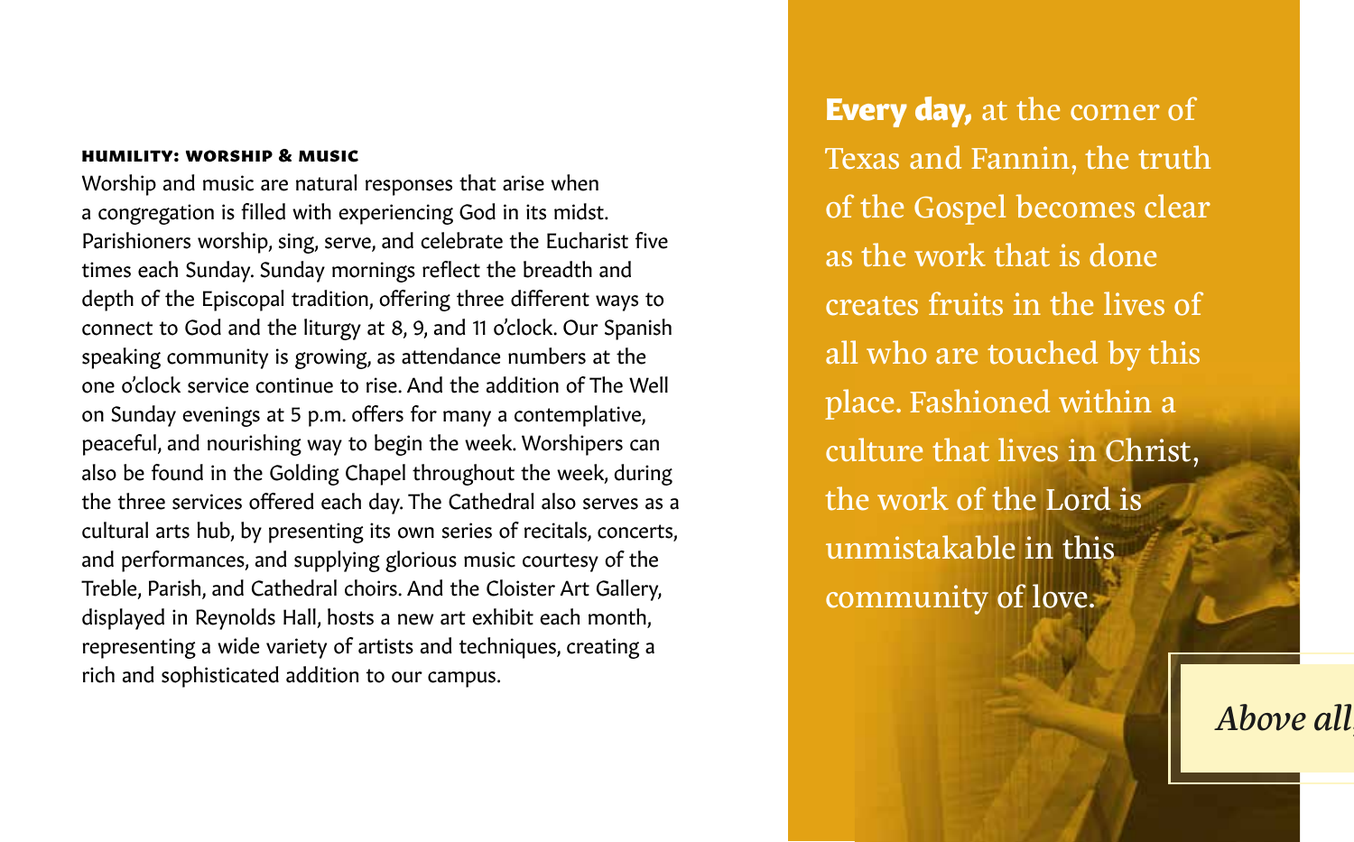### HUMILITY: WORSHIP & MUSIC

Worship and music are natural responses that arise when a congregation is filled with experiencing God in its midst. Parishioners worship, sing, serve, and celebrate the Eucharist five times each Sunday. Sunday mornings reflect the breadth and depth of the Episcopal tradition, offering three different ways to connect to God and the liturgy at 8, 9, and 11 o'clock. Our Spanish speaking community is growing, as attendance numbers at the one o'clock service continue to rise. And the addition of The Well on Sunday evenings at 5 p.m. offers for many a contemplative, peaceful, and nourishing way to begin the week. Worshipers can also be found in the Golding Chapel throughout the week, during the three services offered each day. The Cathedral also serves as a cultural arts hub, by presenting its own series of recitals, concerts, and performances, and supplying glorious music courtesy of the Treble, Parish, and Cathedral choirs. And the Cloister Art Gallery, displayed in Reynolds Hall, hosts a new art exhibit each month, representing a wide variety of artists and techniques, creating a rich and sophisticated addition to our campus.

**Every day,** at the corner of Texas and Fannin, the truth of the Gospel becomes clear as the work that is done creates fruits in the lives of all who are touched by this place. Fashioned within a culture that lives in Christ, the work of the Lord is unmistakable in this community of love.

*Above all,*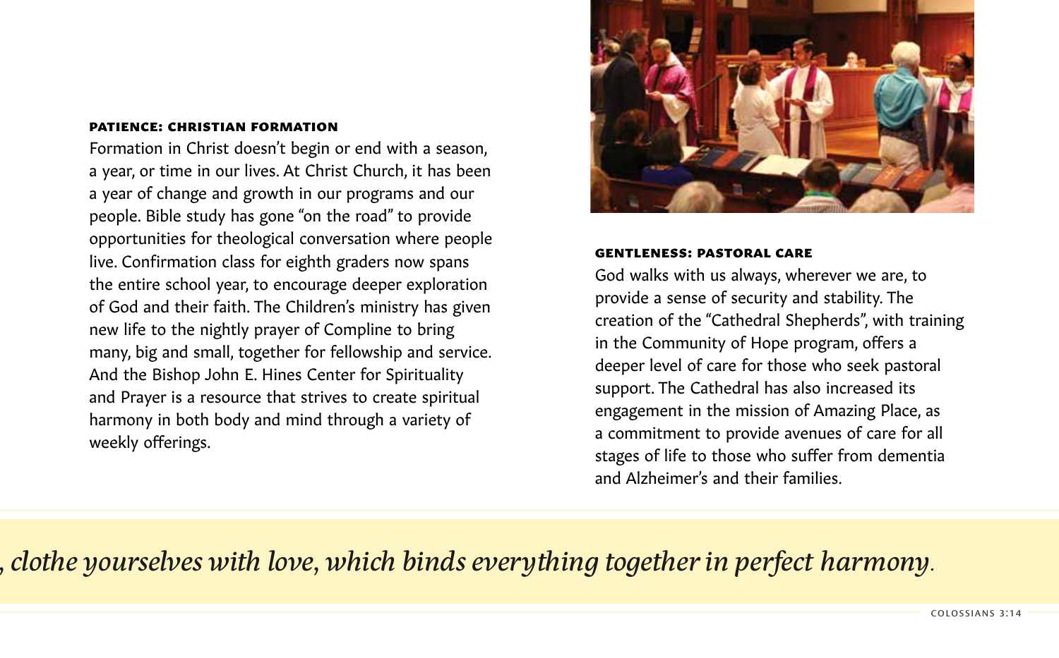### PATIENCE: CHRISTIAN FORMATION

Formation in Christ doesn't begin or end with a season, a year, or time in our lives. At Christ Church, it has been a year of change and growth in our programs and our people. Bible study has gone "on the road" to provide opportunities for theological conversation where people live. Confirmation class for eighth graders now spans the entire school year, to encourage deeper exploration of God and their faith. The Children's ministry has given new life to the nightly prayer of Compline to bring many, big and small, together for fellowship and service. And the Bishop John E. Hines Center for Spirituality and Prayer is a resource that strives to create spiritual harmony in both body and mind through a variety of weekly offerings.

### GENTLENESS: PASTORAL CARE

God walks with us always, wherever we are, to provide a sense of security and stability. The creation of the "Cathedral Shepherds", with training in the Community of Hope program, offers a deeper level of care for those who seek pastoral support. The Cathedral has also increased its engagement in the mission of Amazing Place, as a commitment to provide avenues of care for all stages of life to those who suffer from dementia and Alzheimer's and their families.

*, clothe yourselves with love, which binds everything together in perfect harmony.*

COLOSSIANS 3:14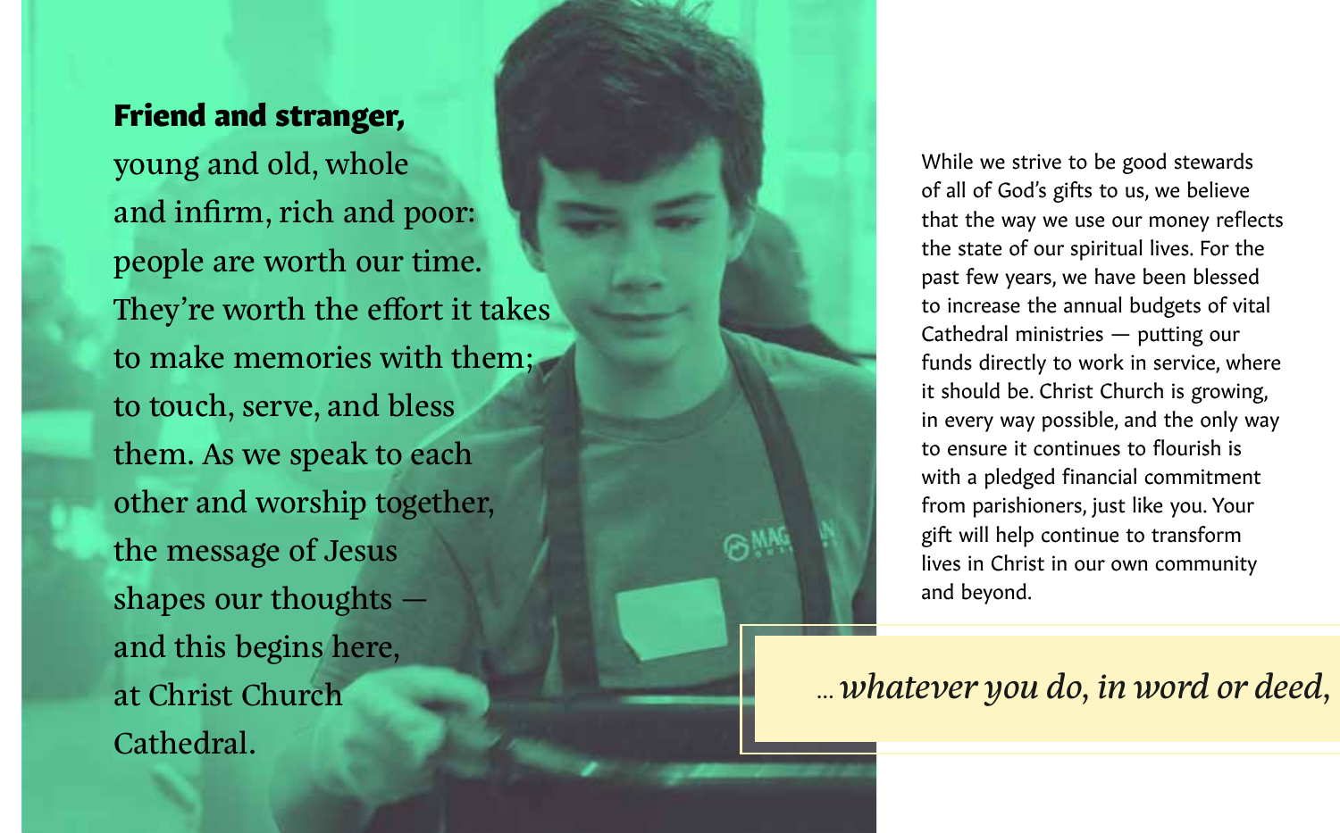**Friend and stranger,** young and old, whole and infirm, rich and poor: people are worth our time. They're worth the effort it takes to make memories with them; to touch, serve, and bless them. As we speak to each other and worship together, the message of Jesus shapes our thoughts — and this begins here, at Christ Church Cathedral.

While we strive to be good stewards of all of God's gifts to us, we believe that the way we use our money reflects the state of our spiritual lives. For the past few years, we have been blessed to increase the annual budgets of vital Cathedral ministries — putting our funds directly to work in service, where it should be. Christ Church is growing, in every way possible, and the only way to ensure it continues to flourish is with a pledged financial commitment from parishioners, just like you. Your gift will help continue to transform lives in Christ in our own community and beyond.

*... whatever you do, in word or deed,*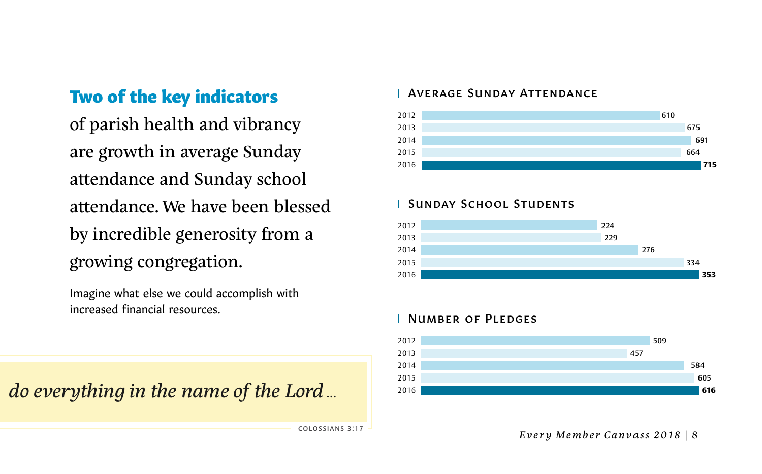## Two of the key indicators

of parish health and vibrancy are growth in average Sunday attendance and Sunday school attendance. We have been blessed by incredible generosity from a growing congregation.

Imagine what else we could accomplish with increased financial resources.

*do everything in the name of the Lord ...*

COLOSSIANS 3:17

### Average Sunday Attendance

| Year | Attendance |
|---|---|
| 2012 | 610 |
| 2013 | 675 |
| 2014 | 691 |
| 2015 | 664 |
| 2016 | **715** |

### Sunday School Students

| Year | Students |
|---|---|
| 2012 | 224 |
| 2013 | 229 |
| 2014 | 276 |
| 2015 | 334 |
| 2016 | **353** |

### Number of Pledges

| Year | Pledges |
|---|---|
| 2012 | 509 |
| 2013 | 457 |
| 2014 | 584 |
| 2015 | 605 |
| 2016 | **616** |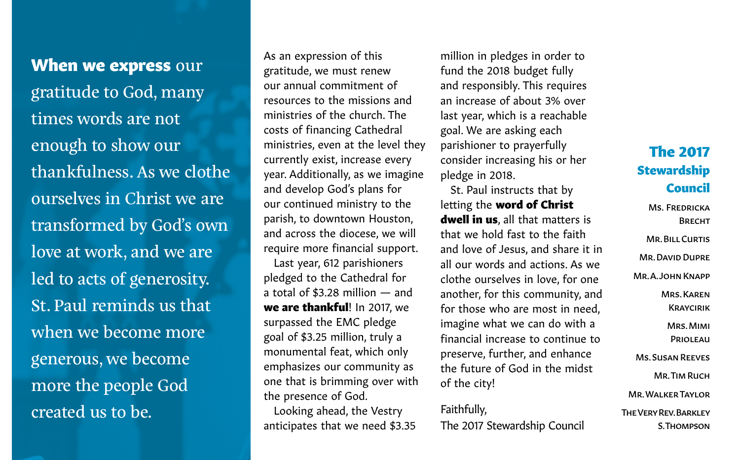**When we express** our gratitude to God, many times words are not enough to show our thankfulness. As we clothe ourselves in Christ we are transformed by God's own love at work, and we are led to acts of generosity. St. Paul reminds us that when we become more generous, we become more the people God created us to be.

As an expression of this gratitude, we must renew our annual commitment of resources to the missions and ministries of the church. The costs of financing Cathedral ministries, even at the level they currently exist, increase every year. Additionally, as we imagine and develop God's plans for our continued ministry to the parish, to downtown Houston, and across the diocese, we will require more financial support.

Last year, 612 parishioners pledged to the Cathedral for a total of $3.28 million — and **we are thankful**! In 2017, we surpassed the EMC pledge goal of $3.25 million, truly a monumental feat, which only emphasizes our community as one that is brimming over with the presence of God.

Looking ahead, the Vestry anticipates that we need $3.35 million in pledges in order to fund the 2018 budget fully and responsibly. This requires an increase of about 3% over last year, which is a reachable goal. We are asking each parishioner to prayerfully consider increasing his or her pledge in 2018.

St. Paul instructs that by letting the **word of Christ dwell in us**, all that matters is that we hold fast to the faith and love of Jesus, and share it in all our words and actions. As we clothe ourselves in love, for one another, for this community, and for those who are most in need, imagine what we can do with a financial increase to continue to preserve, further, and enhance the future of God in the midst of the city!

Faithfully,
The 2017 Stewardship Council

## The 2017 Stewardship Council

Ms. Fredricka Brecht

Mr. Bill Curtis

Mr. David Dupre

Mr. A. John Knapp

Mrs. Karen Kraycirik

Mrs. Mimi Prioleau

Ms. Susan Reeves

Mr. Tim Ruch

Mr. Walker Taylor

The Very Rev. Barkley S. Thompson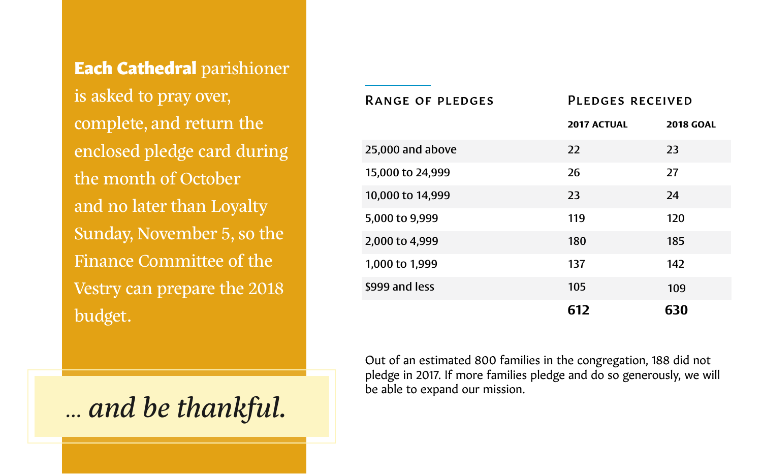**Each Cathedral** parishioner is asked to pray over, complete, and return the enclosed pledge card during the month of October and no later than Loyalty Sunday, November 5, so the Finance Committee of the Vestry can prepare the 2018 budget.

*... and be thankful.*

| Range of pledges | Pledges received | |
|---|---|---|
| | **2017 ACTUAL** | **2018 GOAL** |
| 25,000 and above | 22 | 23 |
| 15,000 to 24,999 | 26 | 27 |
| 10,000 to 14,999 | 23 | 24 |
| 5,000 to 9,999 | 119 | 120 |
| 2,000 to 4,999 | 180 | 185 |
| 1,000 to 1,999 | 137 | 142 |
| $999 and less | 105 | 109 |
| | **612** | **630** |

Out of an estimated 800 families in the congregation, 188 did not pledge in 2017. If more families pledge and do so generously, we will be able to expand our mission.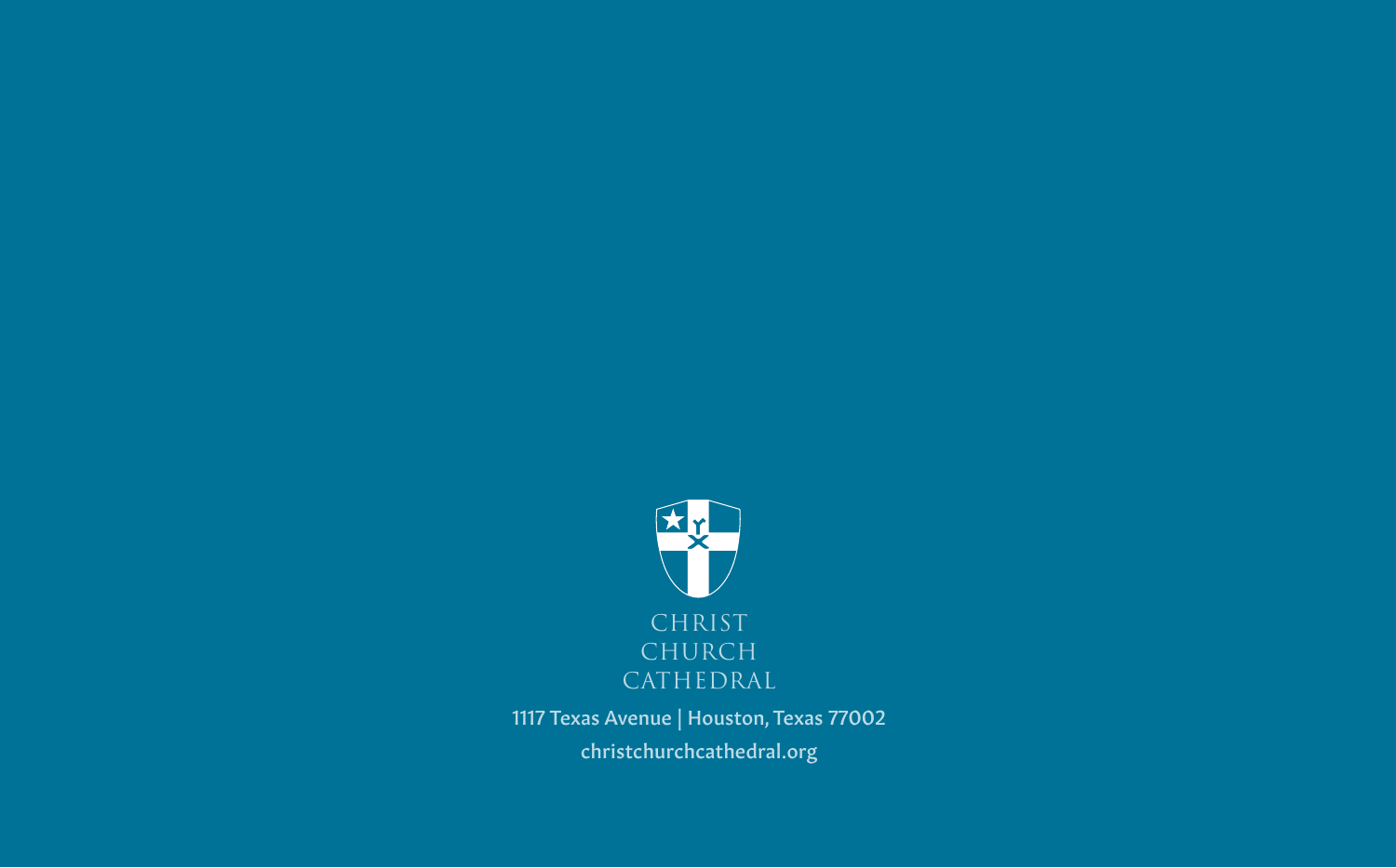CHRIST
CHURCH
CATHEDRAL

1117 Texas Avenue | Houston, Texas 77002

christchurchcathedral.org